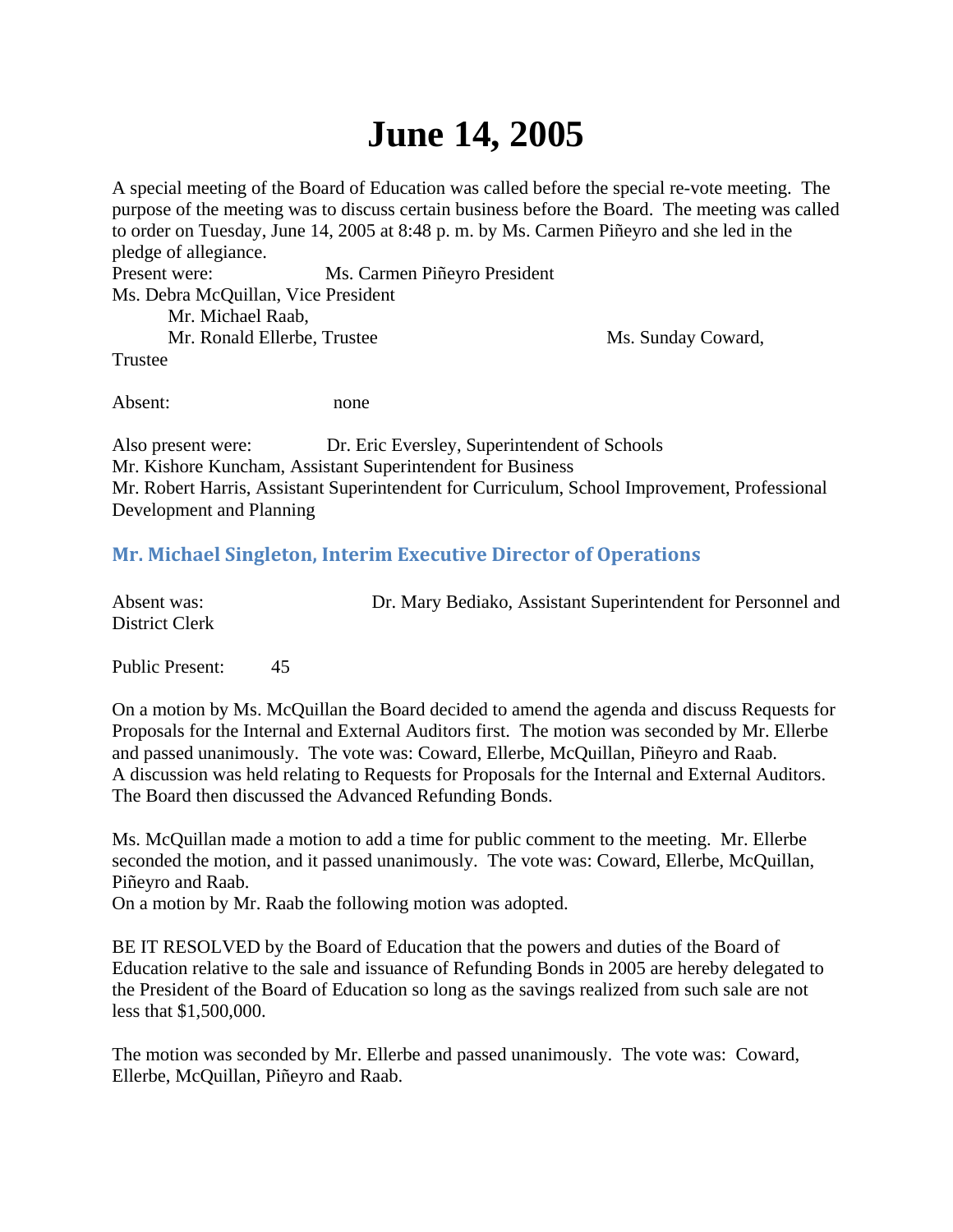# June 14, 2005

A special meeting of the Board of Education was called before the special re-vote meeting. The purpose of the meeting was to discuss certain business before the Board. The meeting was called to order on Tuesday, June 14, 2005 at 8:48 p. m. by Ms. Carmen Piñeyro and she led in the pledge of allegiance.

Present were: Ms. Carmen Piñeyro President
Ms. Debra McQuillan, Vice President
Mr. Michael Raab,
Mr. Ronald Ellerbe, Trustee
Ms. Sunday Coward, Trustee

Absent: none

Also present were: Dr. Eric Eversley, Superintendent of Schools
Mr. Kishore Kuncham, Assistant Superintendent for Business
Mr. Robert Harris, Assistant Superintendent for Curriculum, School Improvement, Professional Development and Planning

### Mr. Michael Singleton, Interim Executive Director of Operations

Absent was: Dr. Mary Bediako, Assistant Superintendent for Personnel and District Clerk

Public Present: 45

On a motion by Ms. McQuillan the Board decided to amend the agenda and discuss Requests for Proposals for the Internal and External Auditors first. The motion was seconded by Mr. Ellerbe and passed unanimously. The vote was: Coward, Ellerbe, McQuillan, Piñeyro and Raab.
A discussion was held relating to Requests for Proposals for the Internal and External Auditors. The Board then discussed the Advanced Refunding Bonds.

Ms. McQuillan made a motion to add a time for public comment to the meeting. Mr. Ellerbe seconded the motion, and it passed unanimously. The vote was: Coward, Ellerbe, McQuillan, Piñeyro and Raab.
On a motion by Mr. Raab the following motion was adopted.

BE IT RESOLVED by the Board of Education that the powers and duties of the Board of Education relative to the sale and issuance of Refunding Bonds in 2005 are hereby delegated to the President of the Board of Education so long as the savings realized from such sale are not less that $1,500,000.

The motion was seconded by Mr. Ellerbe and passed unanimously. The vote was: Coward, Ellerbe, McQuillan, Piñeyro and Raab.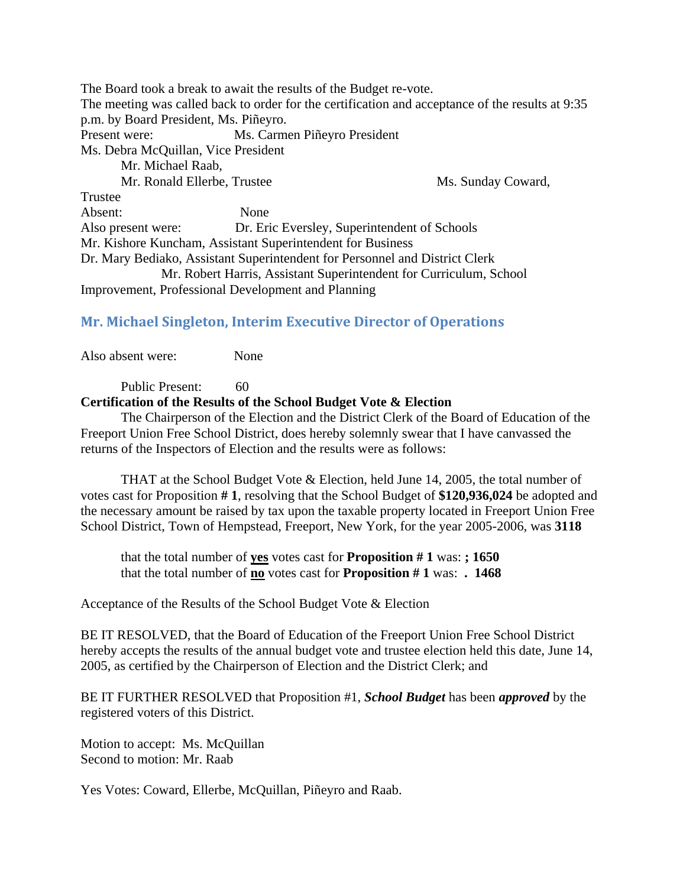The Board took a break to await the results of the Budget re-vote.

The meeting was called back to order for the certification and acceptance of the results at 9:35 p.m. by Board President, Ms. Piñeyro.

Present were: Ms. Carmen Piñeyro President
Ms. Debra McQuillan, Vice President
Mr. Michael Raab,
Mr. Ronald Ellerbe, Trustee
Ms. Sunday Coward, Trustee

Absent: None

Also present were: Dr. Eric Eversley, Superintendent of Schools
Mr. Kishore Kuncham, Assistant Superintendent for Business
Dr. Mary Bediako, Assistant Superintendent for Personnel and District Clerk
Mr. Robert Harris, Assistant Superintendent for Curriculum, School Improvement, Professional Development and Planning

## Mr. Michael Singleton, Interim Executive Director of Operations

Also absent were: None

Public Present: 60

**Certification of the Results of the School Budget Vote & Election**

The Chairperson of the Election and the District Clerk of the Board of Education of the Freeport Union Free School District, does hereby solemnly swear that I have canvassed the returns of the Inspectors of Election and the results were as follows:

THAT at the School Budget Vote & Election, held June 14, 2005, the total number of votes cast for Proposition **# 1**, resolving that the School Budget of **$120,936,024** be adopted and the necessary amount be raised by tax upon the taxable property located in Freeport Union Free School District, Town of Hempstead, Freeport, New York, for the year 2005-2006, was **3118**

that the total number of **yes** votes cast for **Proposition # 1** was: **; 1650**
that the total number of **no** votes cast for **Proposition # 1** was: **. 1468**

Acceptance of the Results of the School Budget Vote & Election

BE IT RESOLVED, that the Board of Education of the Freeport Union Free School District hereby accepts the results of the annual budget vote and trustee election held this date, June 14, 2005, as certified by the Chairperson of Election and the District Clerk; and

BE IT FURTHER RESOLVED that Proposition #1, ***School Budget*** has been ***approved*** by the registered voters of this District.

Motion to accept: Ms. McQuillan
Second to motion: Mr. Raab

Yes Votes: Coward, Ellerbe, McQuillan, Piñeyro and Raab.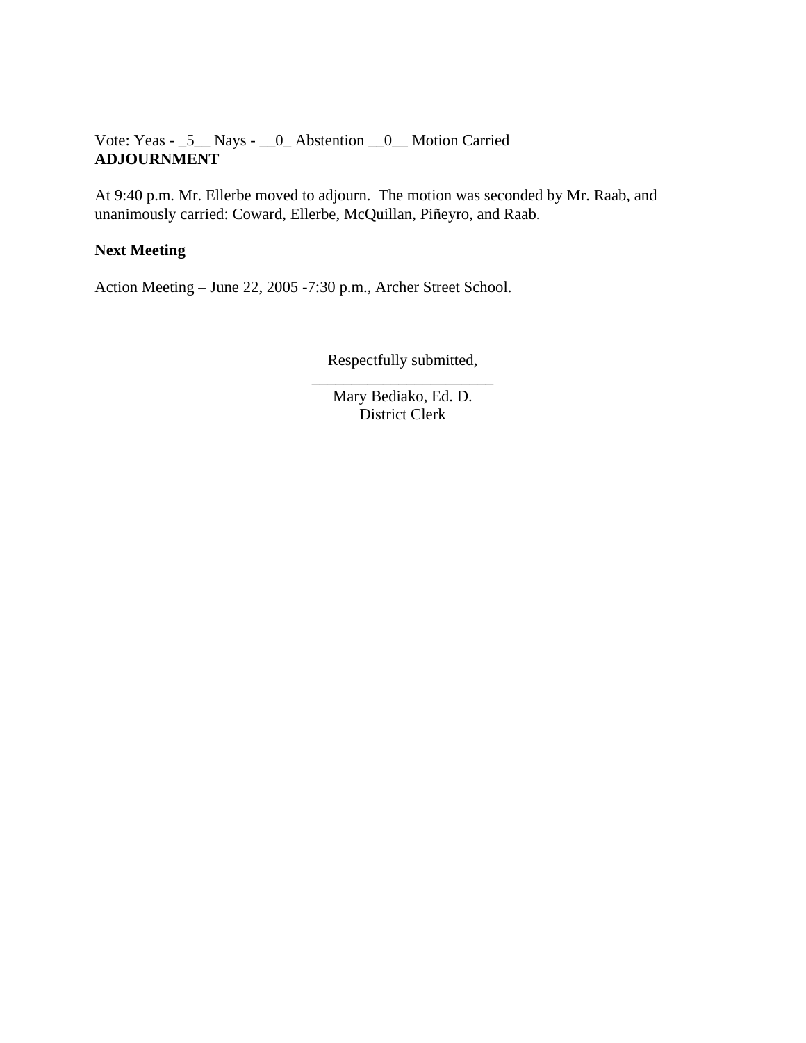Vote: Yeas - _5__ Nays - __0_ Abstention __0__ Motion Carried

**ADJOURNMENT**

At 9:40 p.m. Mr. Ellerbe moved to adjourn. The motion was seconded by Mr. Raab, and unanimously carried: Coward, Ellerbe, McQuillan, Piñeyro, and Raab.

**Next Meeting**

Action Meeting – June 22, 2005 -7:30 p.m., Archer Street School.

Respectfully submitted,

_______________________

Mary Bediako, Ed. D.
District Clerk